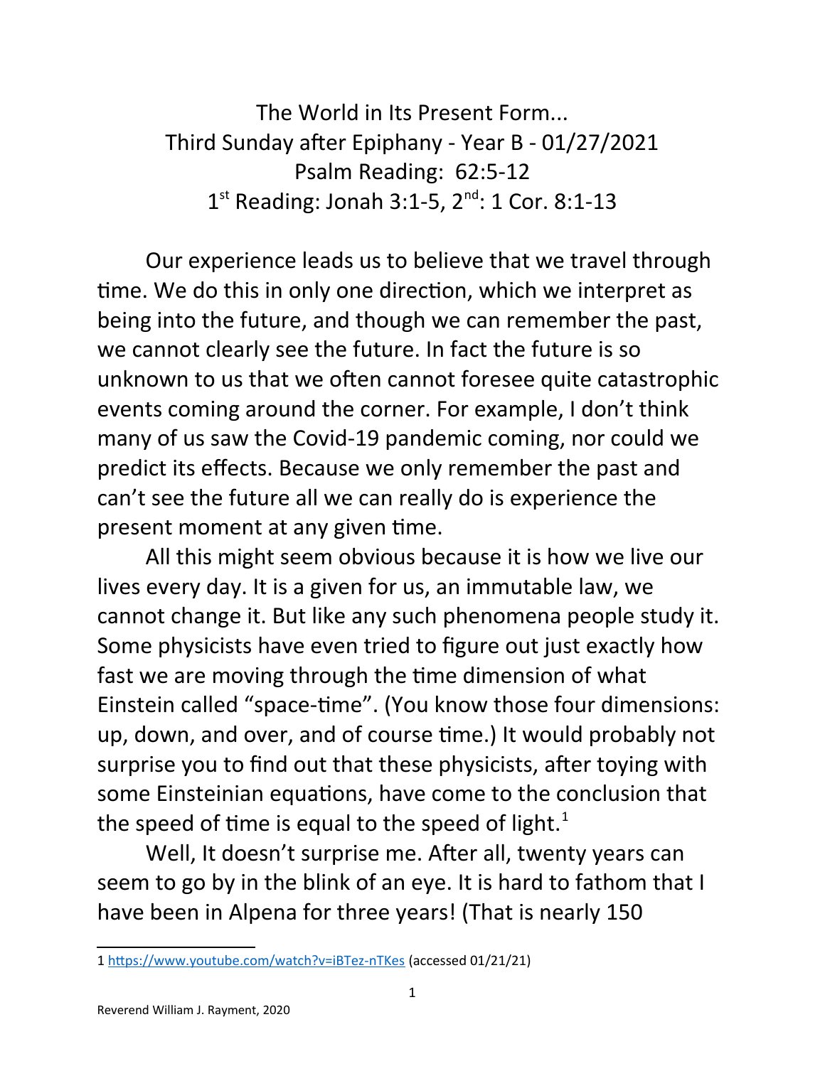# The World in Its Present Form...

## Third Sunday after Epiphany - Year B - 01/27/2021

## Psalm Reading: 62:5-12

## 1st Reading: Jonah 3:1-5, 2nd: 1 Cor. 8:1-13

Our experience leads us to believe that we travel through time. We do this in only one direction, which we interpret as being into the future, and though we can remember the past, we cannot clearly see the future. In fact the future is so unknown to us that we often cannot foresee quite catastrophic events coming around the corner. For example, I don't think many of us saw the Covid-19 pandemic coming, nor could we predict its effects. Because we only remember the past and can't see the future all we can really do is experience the present moment at any given time.

All this might seem obvious because it is how we live our lives every day. It is a given for us, an immutable law, we cannot change it. But like any such phenomena people study it. Some physicists have even tried to figure out just exactly how fast we are moving through the time dimension of what Einstein called "space-time". (You know those four dimensions: up, down, and over, and of course time.) It would probably not surprise you to find out that these physicists, after toying with some Einsteinian equations, have come to the conclusion that the speed of time is equal to the speed of light.[1]

Well, It doesn't surprise me. After all, twenty years can seem to go by in the blink of an eye. It is hard to fathom that I have been in Alpena for three years! (That is nearly 150

---

1 https://www.youtube.com/watch?v=iBTez-nTKes (accessed 01/21/21)

Reverend William J. Rayment, 2020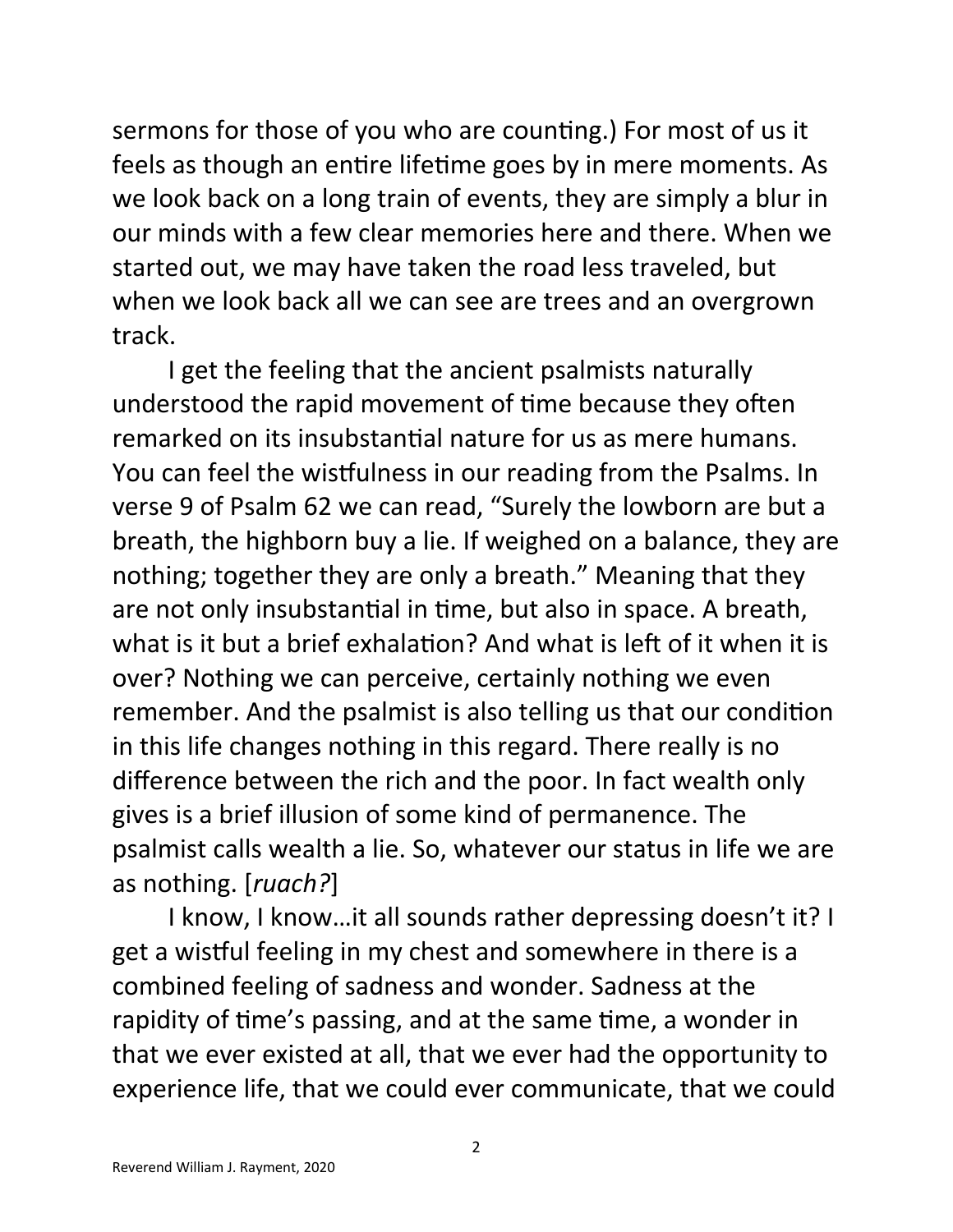sermons for those of you who are counting.) For most of us it feels as though an entire lifetime goes by in mere moments. As we look back on a long train of events, they are simply a blur in our minds with a few clear memories here and there. When we started out, we may have taken the road less traveled, but when we look back all we can see are trees and an overgrown track.

I get the feeling that the ancient psalmists naturally understood the rapid movement of time because they often remarked on its insubstantial nature for us as mere humans. You can feel the wistfulness in our reading from the Psalms. In verse 9 of Psalm 62 we can read, "Surely the lowborn are but a breath, the highborn buy a lie. If weighed on a balance, they are nothing; together they are only a breath." Meaning that they are not only insubstantial in time, but also in space. A breath, what is it but a brief exhalation? And what is left of it when it is over? Nothing we can perceive, certainly nothing we even remember. And the psalmist is also telling us that our condition in this life changes nothing in this regard. There really is no difference between the rich and the poor. In fact wealth only gives is a brief illusion of some kind of permanence. The psalmist calls wealth a lie. So, whatever our status in life we are as nothing. [*ruach?*]

I know, I know…it all sounds rather depressing doesn't it? I get a wistful feeling in my chest and somewhere in there is a combined feeling of sadness and wonder. Sadness at the rapidity of time's passing, and at the same time, a wonder in that we ever existed at all, that we ever had the opportunity to experience life, that we could ever communicate, that we could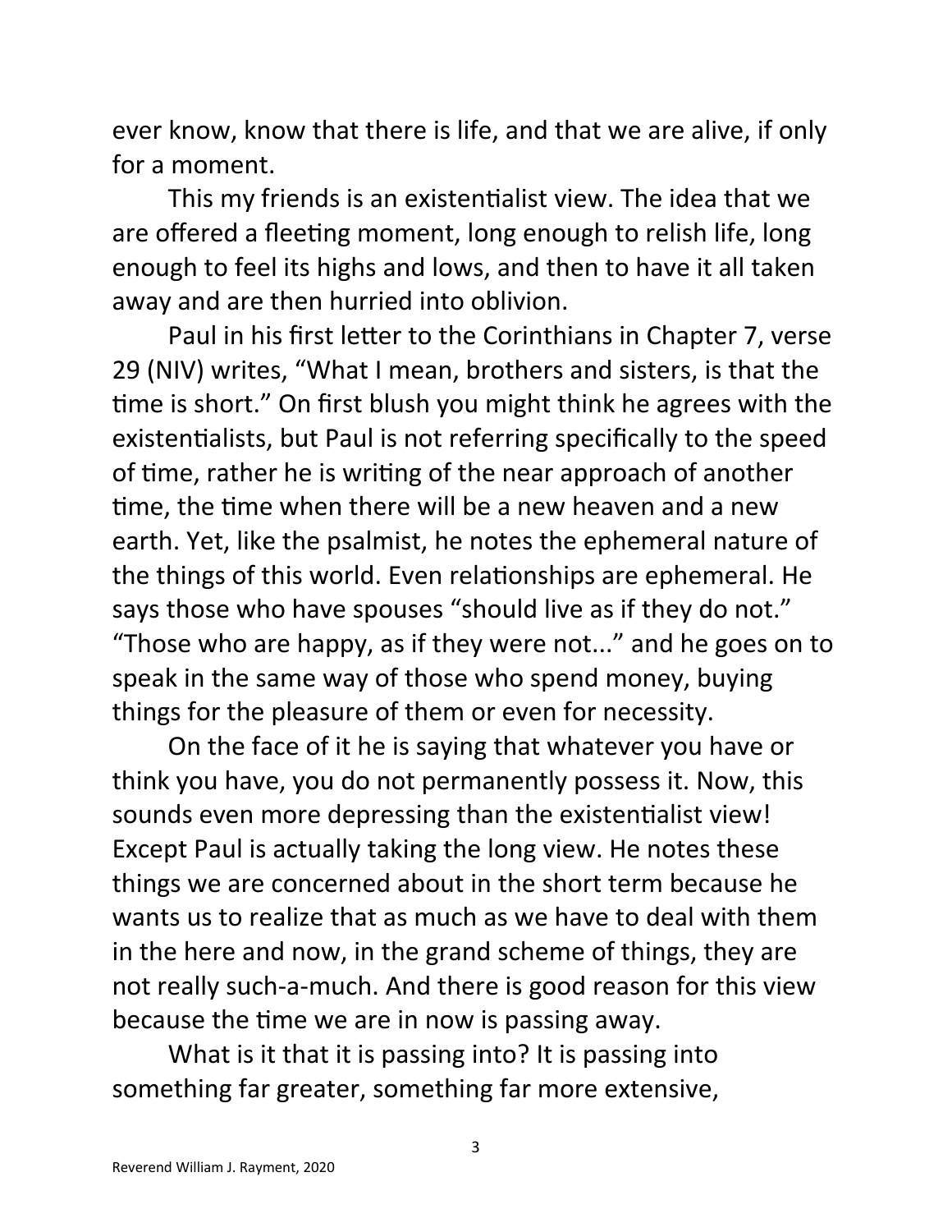ever know, know that there is life, and that we are alive, if only for a moment.

This my friends is an existentialist view. The idea that we are offered a fleeting moment, long enough to relish life, long enough to feel its highs and lows, and then to have it all taken away and are then hurried into oblivion.

Paul in his first letter to the Corinthians in Chapter 7, verse 29 (NIV) writes, "What I mean, brothers and sisters, is that the time is short." On first blush you might think he agrees with the existentialists, but Paul is not referring specifically to the speed of time, rather he is writing of the near approach of another time, the time when there will be a new heaven and a new earth. Yet, like the psalmist, he notes the ephemeral nature of the things of this world. Even relationships are ephemeral. He says those who have spouses "should live as if they do not." "Those who are happy, as if they were not..." and he goes on to speak in the same way of those who spend money, buying things for the pleasure of them or even for necessity.

On the face of it he is saying that whatever you have or think you have, you do not permanently possess it. Now, this sounds even more depressing than the existentialist view! Except Paul is actually taking the long view. He notes these things we are concerned about in the short term because he wants us to realize that as much as we have to deal with them in the here and now, in the grand scheme of things, they are not really such-a-much. And there is good reason for this view because the time we are in now is passing away.

What is it that it is passing into? It is passing into something far greater, something far more extensive,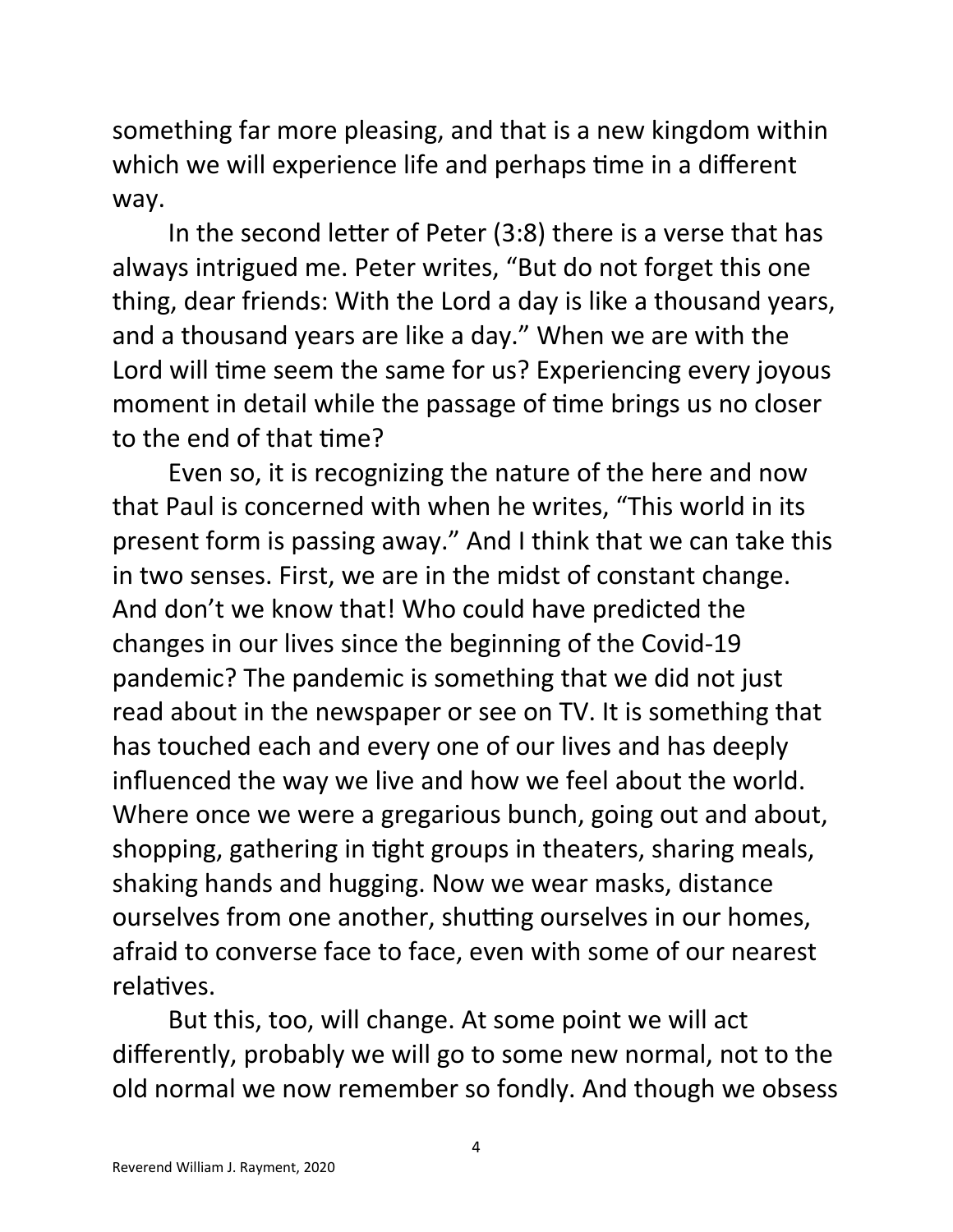something far more pleasing, and that is a new kingdom within which we will experience life and perhaps time in a different way.

In the second letter of Peter (3:8) there is a verse that has always intrigued me. Peter writes, "But do not forget this one thing, dear friends: With the Lord a day is like a thousand years, and a thousand years are like a day." When we are with the Lord will time seem the same for us? Experiencing every joyous moment in detail while the passage of time brings us no closer to the end of that time?

Even so, it is recognizing the nature of the here and now that Paul is concerned with when he writes, "This world in its present form is passing away." And I think that we can take this in two senses. First, we are in the midst of constant change. And don't we know that! Who could have predicted the changes in our lives since the beginning of the Covid-19 pandemic? The pandemic is something that we did not just read about in the newspaper or see on TV. It is something that has touched each and every one of our lives and has deeply influenced the way we live and how we feel about the world. Where once we were a gregarious bunch, going out and about, shopping, gathering in tight groups in theaters, sharing meals, shaking hands and hugging. Now we wear masks, distance ourselves from one another, shutting ourselves in our homes, afraid to converse face to face, even with some of our nearest relatives.

But this, too, will change. At some point we will act differently, probably we will go to some new normal, not to the old normal we now remember so fondly. And though we obsess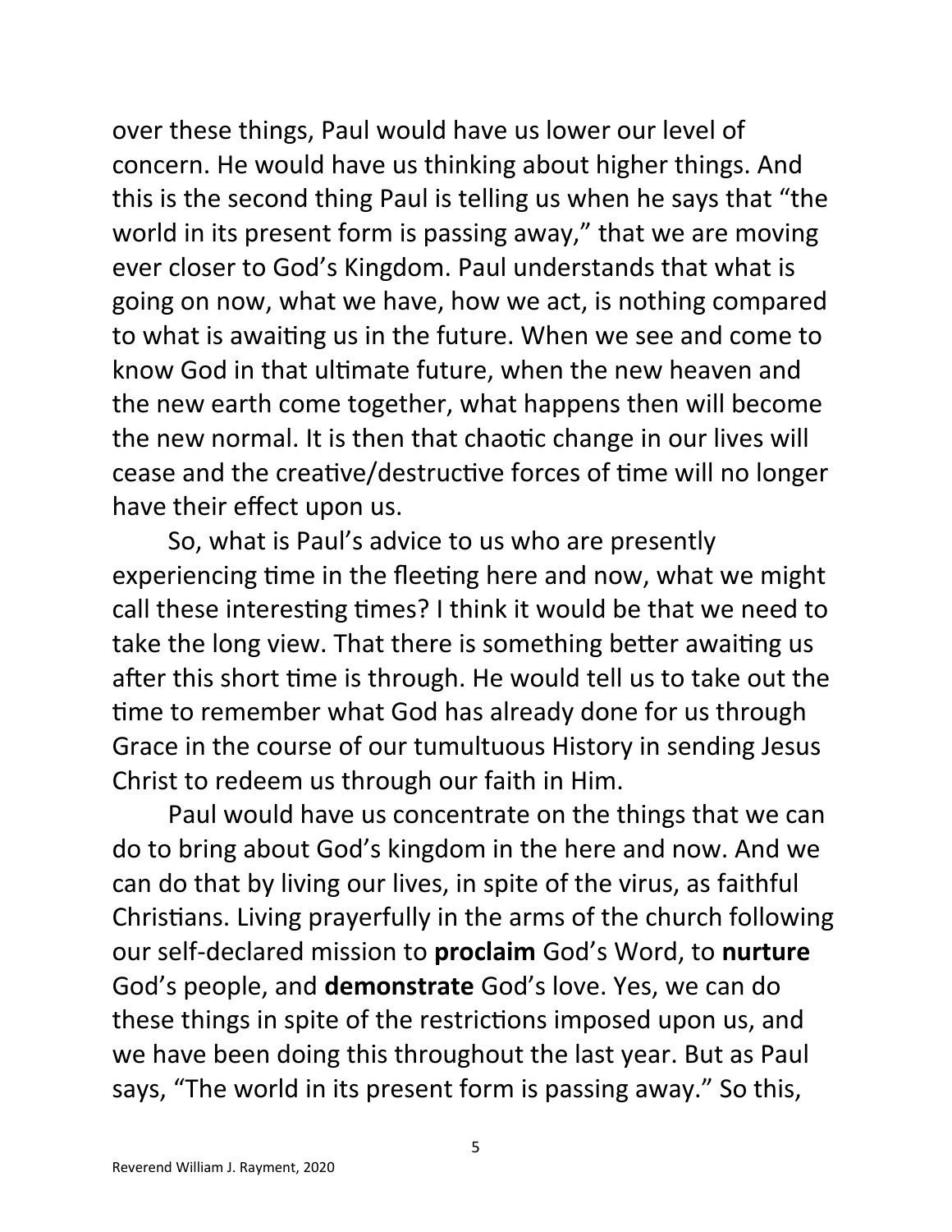over these things, Paul would have us lower our level of concern. He would have us thinking about higher things. And this is the second thing Paul is telling us when he says that "the world in its present form is passing away," that we are moving ever closer to God's Kingdom. Paul understands that what is going on now, what we have, how we act, is nothing compared to what is awaiting us in the future. When we see and come to know God in that ultimate future, when the new heaven and the new earth come together, what happens then will become the new normal. It is then that chaotic change in our lives will cease and the creative/destructive forces of time will no longer have their effect upon us.

So, what is Paul's advice to us who are presently experiencing time in the fleeting here and now, what we might call these interesting times? I think it would be that we need to take the long view. That there is something better awaiting us after this short time is through. He would tell us to take out the time to remember what God has already done for us through Grace in the course of our tumultuous History in sending Jesus Christ to redeem us through our faith in Him.

Paul would have us concentrate on the things that we can do to bring about God's kingdom in the here and now. And we can do that by living our lives, in spite of the virus, as faithful Christians. Living prayerfully in the arms of the church following our self-declared mission to **proclaim** God's Word, to **nurture** God's people, and **demonstrate** God's love. Yes, we can do these things in spite of the restrictions imposed upon us, and we have been doing this throughout the last year. But as Paul says, "The world in its present form is passing away." So this,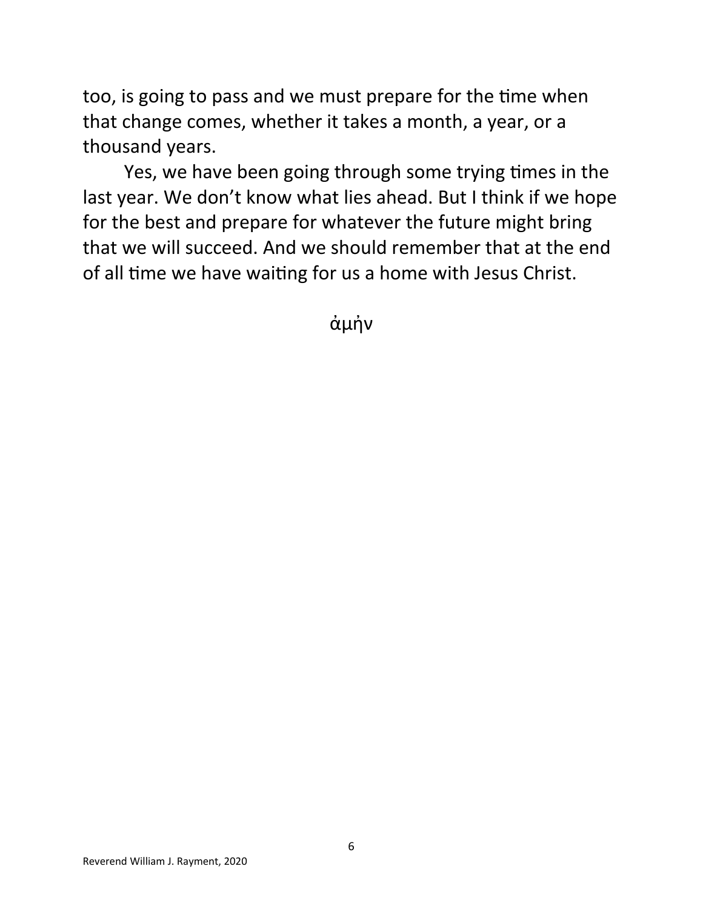too, is going to pass and we must prepare for the time when that change comes, whether it takes a month, a year, or a thousand years.

Yes, we have been going through some trying times in the last year. We don't know what lies ahead. But I think if we hope for the best and prepare for whatever the future might bring that we will succeed. And we should remember that at the end of all time we have waiting for us a home with Jesus Christ.

ἀμήν